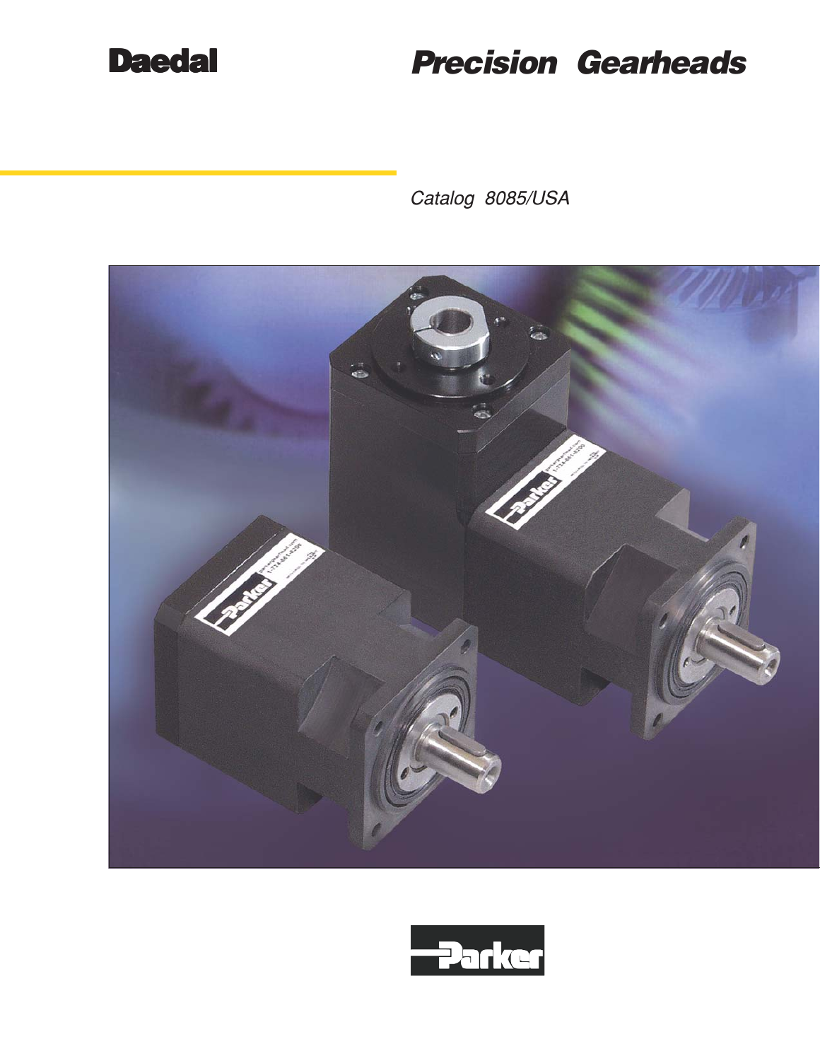# Daedal

# Precision Gearheads

*Catalog 8085/USA*

Parker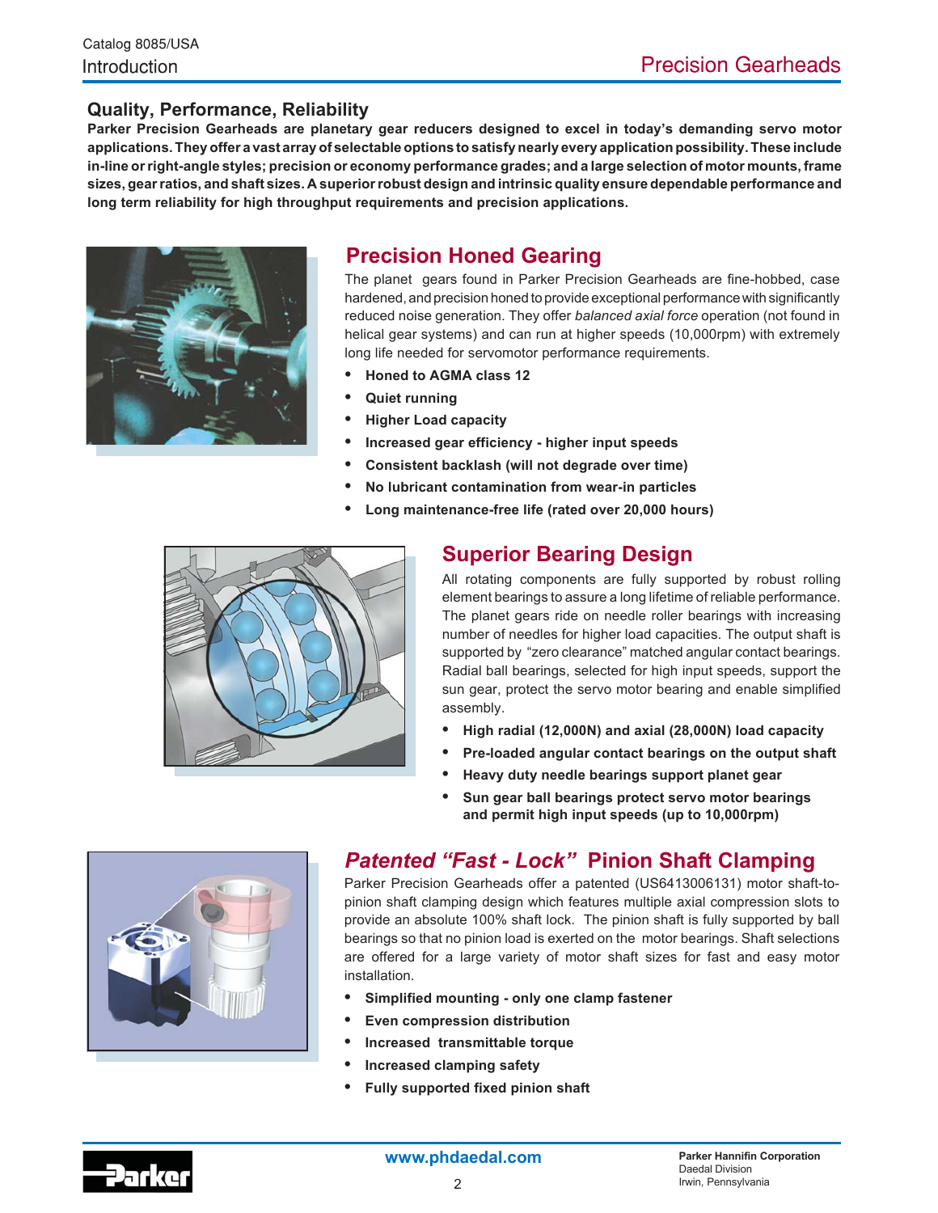## Quality, Performance, Reliability

**Parker Precision Gearheads are planetary gear reducers designed to excel in today's demanding servo motor applications. They offer a vast array of selectable options to satisfy nearly every application possibility. These include in-line or right-angle styles; precision or economy performance grades; and a large selection of motor mounts, frame sizes, gear ratios, and shaft sizes. A superior robust design and intrinsic quality ensure dependable performance and long term reliability for high throughput requirements and precision applications.**

## Precision Honed Gearing

The planet gears found in Parker Precision Gearheads are fine-hobbed, case hardened, and precision honed to provide exceptional performance with significantly reduced noise generation. They offer *balanced axial force* operation (not found in helical gear systems) and can run at higher speeds (10,000rpm) with extremely long life needed for servomotor performance requirements.

- **Honed to AGMA class 12**
- **Quiet running**
- **Higher Load capacity**
- **Increased gear efficiency - higher input speeds**
- **Consistent backlash (will not degrade over time)**
- **No lubricant contamination from wear-in particles**
- **Long maintenance-free life (rated over 20,000 hours)**

## Superior Bearing Design

All rotating components are fully supported by robust rolling element bearings to assure a long lifetime of reliable performance. The planet gears ride on needle roller bearings with increasing number of needles for higher load capacities. The output shaft is supported by "zero clearance" matched angular contact bearings. Radial ball bearings, selected for high input speeds, support the sun gear, protect the servo motor bearing and enable simplified assembly.

- **High radial (12,000N) and axial (28,000N) load capacity**
- **Pre-loaded angular contact bearings on the output shaft**
- **Heavy duty needle bearings support planet gear**
- **Sun gear ball bearings protect servo motor bearings and permit high input speeds (up to 10,000rpm)**

## *Patented "Fast - Lock"* Pinion Shaft Clamping

Parker Precision Gearheads offer a patented (US6413006131) motor shaft-to-pinion shaft clamping design which features multiple axial compression slots to provide an absolute 100% shaft lock. The pinion shaft is fully supported by ball bearings so that no pinion load is exerted on the motor bearings. Shaft selections are offered for a large variety of motor shaft sizes for fast and easy motor installation.

- **Simplified mounting - only one clamp fastener**
- **Even compression distribution**
- **Increased transmittable torque**
- **Increased clamping safety**
- **Fully supported fixed pinion shaft**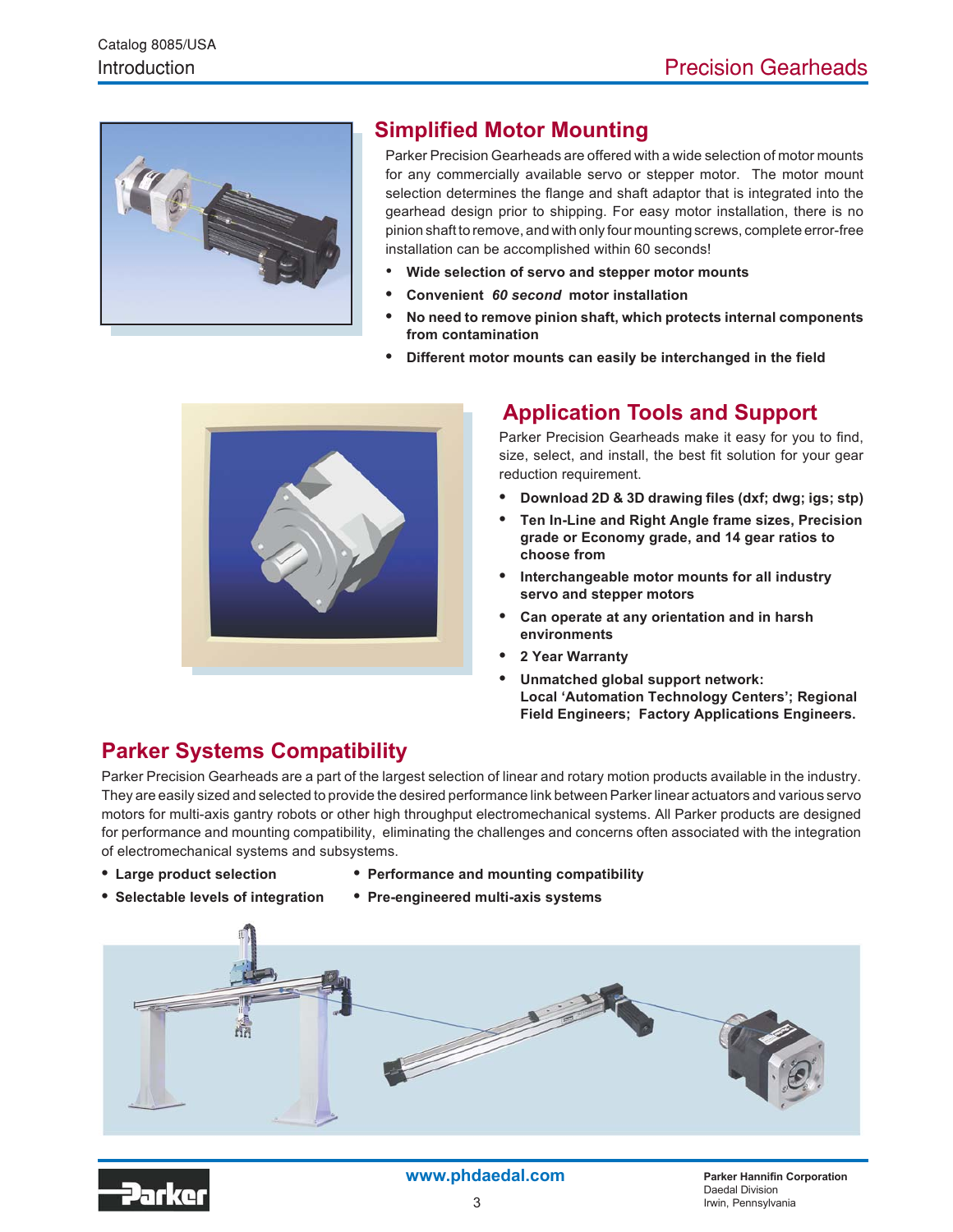## Simplified Motor Mounting

Parker Precision Gearheads are offered with a wide selection of motor mounts for any commercially available servo or stepper motor. The motor mount selection determines the flange and shaft adaptor that is integrated into the gearhead design prior to shipping. For easy motor installation, there is no pinion shaft to remove, and with only four mounting screws, complete error-free installation can be accomplished within 60 seconds!

- **Wide selection of servo and stepper motor mounts**
- **Convenient *60 second* motor installation**
- **No need to remove pinion shaft, which protects internal components from contamination**
- **Different motor mounts can easily be interchanged in the field**

## Application Tools and Support

Parker Precision Gearheads make it easy for you to find, size, select, and install, the best fit solution for your gear reduction requirement.

- **Download 2D & 3D drawing files (dxf; dwg; igs; stp)**
- **Ten In-Line and Right Angle frame sizes, Precision grade or Economy grade, and 14 gear ratios to choose from**
- **Interchangeable motor mounts for all industry servo and stepper motors**
- **Can operate at any orientation and in harsh environments**
- **2 Year Warranty**
- **Unmatched global support network: Local 'Automation Technology Centers'; Regional Field Engineers; Factory Applications Engineers.**

## Parker Systems Compatibility

Parker Precision Gearheads are a part of the largest selection of linear and rotary motion products available in the industry. They are easily sized and selected to provide the desired performance link between Parker linear actuators and various servo motors for multi-axis gantry robots or other high throughput electromechanical systems. All Parker products are designed for performance and mounting compatibility, eliminating the challenges and concerns often associated with the integration of electromechanical systems and subsystems.

- **Large product selection**
- **Selectable levels of integration**
- **Performance and mounting compatibility**
- **Pre-engineered multi-axis systems**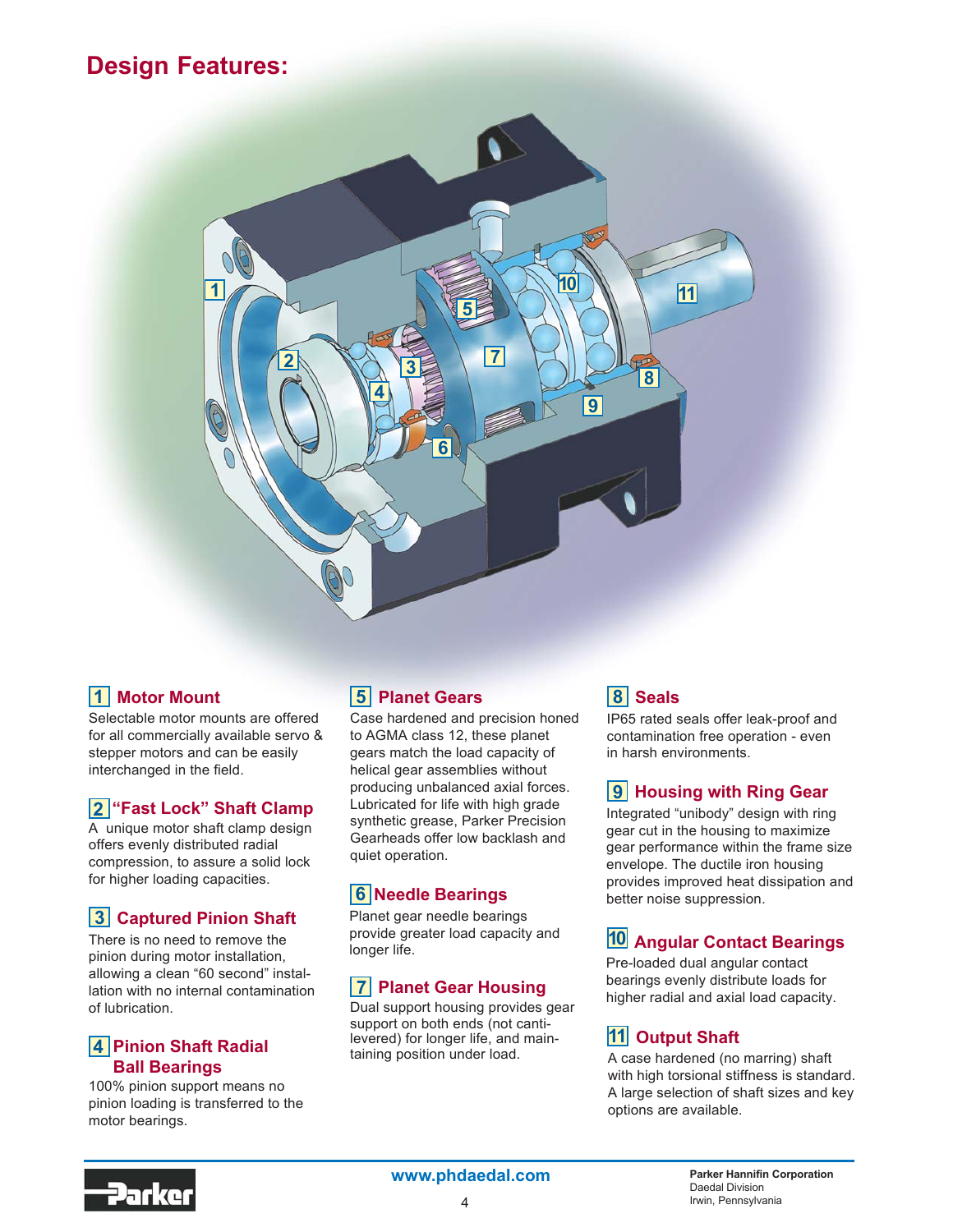# Design Features:

1
2
3
4
5
6
7
8
9
10
11

### 1 Motor Mount

Selectable motor mounts are offered for all commercially available servo & stepper motors and can be easily interchanged in the field.

### 2 "Fast Lock" Shaft Clamp

A unique motor shaft clamp design offers evenly distributed radial compression, to assure a solid lock for higher loading capacities.

### 3 Captured Pinion Shaft

There is no need to remove the pinion during motor installation, allowing a clean "60 second" installation with no internal contamination of lubrication.

### 4 Pinion Shaft Radial Ball Bearings

100% pinion support means no pinion loading is transferred to the motor bearings.

### 5 Planet Gears

Case hardened and precision honed to AGMA class 12, these planet gears match the load capacity of helical gear assemblies without producing unbalanced axial forces. Lubricated for life with high grade synthetic grease, Parker Precision Gearheads offer low backlash and quiet operation.

### 6 Needle Bearings

Planet gear needle bearings provide greater load capacity and longer life.

### 7 Planet Gear Housing

Dual support housing provides gear support on both ends (not cantilevered) for longer life, and maintaining position under load.

### 8 Seals

IP65 rated seals offer leak-proof and contamination free operation - even in harsh environments.

### 9 Housing with Ring Gear

Integrated "unibody" design with ring gear cut in the housing to maximize gear performance within the frame size envelope. The ductile iron housing provides improved heat dissipation and better noise suppression.

### 10 Angular Contact Bearings

Pre-loaded dual angular contact bearings evenly distribute loads for higher radial and axial load capacity.

### 11 Output Shaft

A case hardened (no marring) shaft with high torsional stiffness is standard. A large selection of shaft sizes and key options are available.

Parker

www.phdaedal.com

Parker Hannifin Corporation
Daedal Division
Irwin, Pennsylvania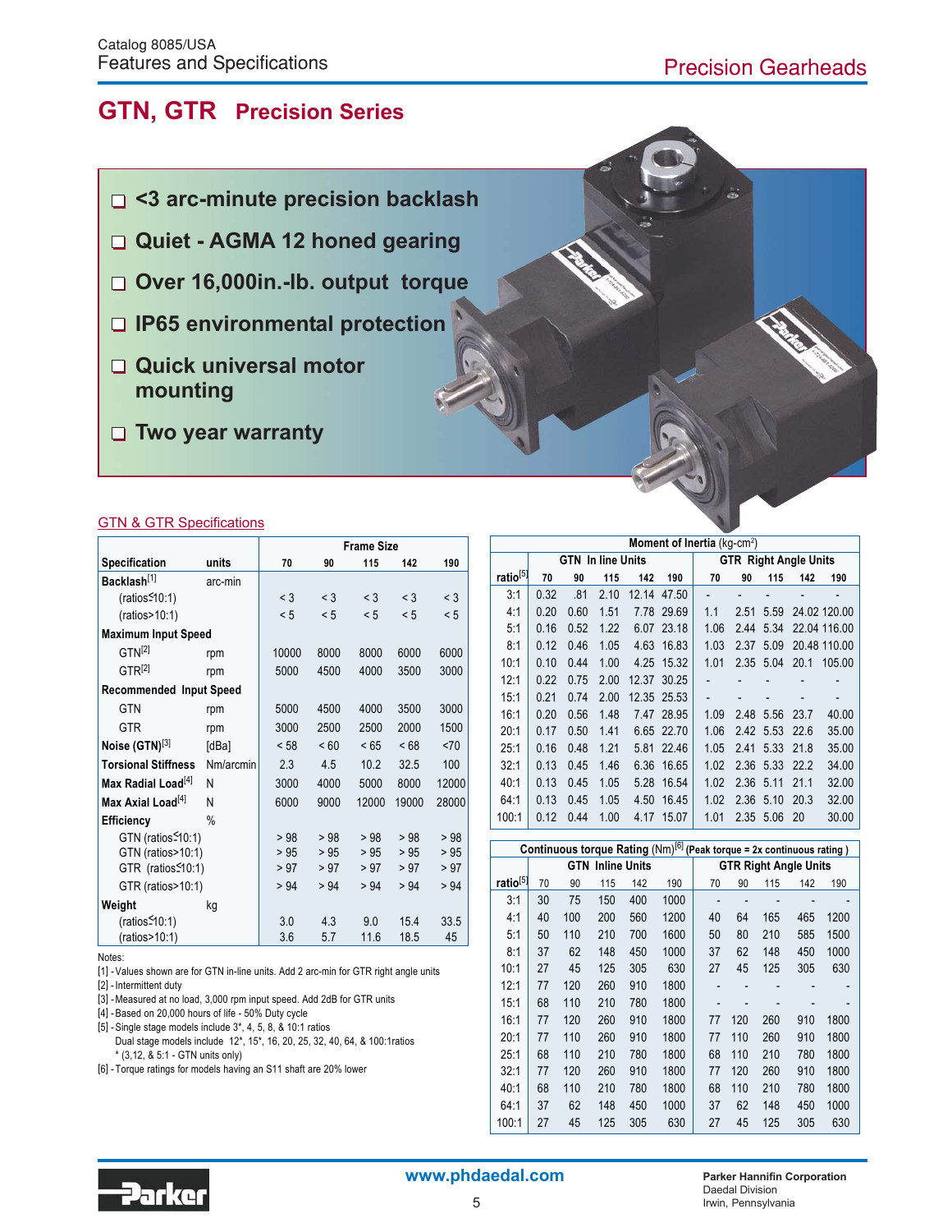# GTN, GTR Precision Series

- <3 arc-minute precision backlash
- Quiet - AGMA 12 honed gearing
- Over 16,000in.-lb. output torque
- IP65 environmental protection
- Quick universal motor mounting
- Two year warranty

## GTN & GTR Specifications

| Specification | units | Frame Size 70 | 90 | 115 | 142 | 190 |
|---|---|---|---|---|---|---|
| **Backlash**[1] | arc-min | | | | | |
| (ratios≤10:1) | | < 3 | < 3 | < 3 | < 3 | < 3 |
| (ratios>10:1) | | < 5 | < 5 | < 5 | < 5 | < 5 |
| **Maximum Input Speed** | | | | | | |
| GTN[2] | rpm | 10000 | 8000 | 8000 | 6000 | 6000 |
| GTR[2] | rpm | 5000 | 4500 | 4000 | 3500 | 3000 |
| **Recommended Input Speed** | | | | | | |
| GTN | rpm | 5000 | 4500 | 4000 | 3500 | 3000 |
| GTR | rpm | 3000 | 2500 | 2500 | 2000 | 1500 |
| **Noise (GTN)**[3] | [dBa] | < 58 | < 60 | < 65 | < 68 | <70 |
| **Torsional Stiffness** | Nm/arcmin | 2.3 | 4.5 | 10.2 | 32.5 | 100 |
| **Max Radial Load**[4] | N | 3000 | 4000 | 5000 | 8000 | 12000 |
| **Max Axial Load**[4] | N | 6000 | 9000 | 12000 | 19000 | 28000 |
| **Efficiency** | % | | | | | |
| GTN (ratios≤10:1) | | > 98 | > 98 | > 98 | > 98 | > 98 |
| GTN (ratios>10:1) | | > 95 | > 95 | > 95 | > 95 | > 95 |
| GTR (ratios≤10:1) | | > 97 | > 97 | > 97 | > 97 | > 97 |
| GTR (ratios>10:1) | | > 94 | > 94 | > 94 | > 94 | > 94 |
| **Weight** | kg | | | | | |
| (ratios≤10:1) | | 3.0 | 4.3 | 9.0 | 15.4 | 33.5 |
| (ratios>10:1) | | 3.6 | 5.7 | 11.6 | 18.5 | 45 |

Notes:

[1] - Values shown are for GTN in-line units. Add 2 arc-min for GTR right angle units

[2] - Intermittent duty

[3] - Measured at no load, 3,000 rpm input speed. Add 2dB for GTR units

[4] - Based on 20,000 hours of life - 50% Duty cycle

[5] - Single stage models include 3*, 4, 5, 8, & 10:1 ratios
Dual stage models include 12*, 15*, 16, 20, 25, 32, 40, 64, & 100:1ratios
* (3,12, & 5:1 - GTN units only)

[6] - Torque ratings for models having an S11 shaft are 20% lower

**Moment of Inertia** (kg-cm²)

| ratio[5] | GTN In line Units 70 | 90 | 115 | 142 | 190 | GTR Right Angle Units 70 | 90 | 115 | 142 | 190 |
|---|---|---|---|---|---|---|---|---|---|---|
| 3:1 | 0.32 | .81 | 2.10 | 12.14 | 47.50 | - | - | - | - | - |
| 4:1 | 0.20 | 0.60 | 1.51 | 7.78 | 29.69 | 1.1 | 2.51 | 5.59 | 24.02 | 120.00 |
| 5:1 | 0.16 | 0.52 | 1.22 | 6.07 | 23.18 | 1.06 | 2.44 | 5.34 | 22.04 | 116.00 |
| 8:1 | 0.12 | 0.46 | 1.05 | 4.63 | 16.83 | 1.03 | 2.37 | 5.09 | 20.48 | 110.00 |
| 10:1 | 0.10 | 0.44 | 1.00 | 4.25 | 15.32 | 1.01 | 2.35 | 5.04 | 20.1 | 105.00 |
| 12:1 | 0.22 | 0.75 | 2.00 | 12.37 | 30.25 | - | - | - | - | - |
| 15:1 | 0.21 | 0.74 | 2.00 | 12.35 | 25.53 | - | - | - | - | - |
| 16:1 | 0.20 | 0.56 | 1.48 | 7.47 | 28.95 | 1.09 | 2.48 | 5.56 | 23.7 | 40.00 |
| 20:1 | 0.17 | 0.50 | 1.41 | 6.65 | 22.70 | 1.06 | 2.42 | 5.53 | 22.6 | 35.00 |
| 25:1 | 0.16 | 0.48 | 1.21 | 5.81 | 22.46 | 1.05 | 2.41 | 5.33 | 21.8 | 35.00 |
| 32:1 | 0.13 | 0.45 | 1.46 | 6.36 | 16.65 | 1.02 | 2.36 | 5.33 | 22.2 | 34.00 |
| 40:1 | 0.13 | 0.45 | 1.05 | 5.28 | 16.54 | 1.02 | 2.36 | 5.11 | 21.1 | 32.00 |
| 64:1 | 0.13 | 0.45 | 1.05 | 4.50 | 16.45 | 1.02 | 2.36 | 5.10 | 20.3 | 32.00 |
| 100:1 | 0.12 | 0.44 | 1.00 | 4.17 | 15.07 | 1.01 | 2.35 | 5.06 | 20 | 30.00 |

**Continuous torque Rating** (Nm)[6] **(Peak torque = 2x continuous rating )**

| ratio[5] | GTN Inline Units 70 | 90 | 115 | 142 | 190 | GTR Right Angle Units 70 | 90 | 115 | 142 | 190 |
|---|---|---|---|---|---|---|---|---|---|---|
| 3:1 | 30 | 75 | 150 | 400 | 1000 | - | - | - | - | - |
| 4:1 | 40 | 100 | 200 | 560 | 1200 | 40 | 64 | 165 | 465 | 1200 |
| 5:1 | 50 | 110 | 210 | 700 | 1600 | 50 | 80 | 210 | 585 | 1500 |
| 8:1 | 37 | 62 | 148 | 450 | 1000 | 37 | 62 | 148 | 450 | 1000 |
| 10:1 | 27 | 45 | 125 | 305 | 630 | 27 | 45 | 125 | 305 | 630 |
| 12:1 | 77 | 120 | 260 | 910 | 1800 | - | - | - | - | - |
| 15:1 | 68 | 110 | 210 | 780 | 1800 | - | - | - | - | - |
| 16:1 | 77 | 120 | 260 | 910 | 1800 | 77 | 120 | 260 | 910 | 1800 |
| 20:1 | 77 | 110 | 260 | 910 | 1800 | 77 | 110 | 260 | 910 | 1800 |
| 25:1 | 68 | 110 | 210 | 780 | 1800 | 68 | 110 | 210 | 780 | 1800 |
| 32:1 | 77 | 120 | 260 | 910 | 1800 | 77 | 120 | 260 | 910 | 1800 |
| 40:1 | 68 | 110 | 210 | 780 | 1800 | 68 | 110 | 210 | 780 | 1800 |
| 64:1 | 37 | 62 | 148 | 450 | 1000 | 37 | 62 | 148 | 450 | 1000 |
| 100:1 | 27 | 45 | 125 | 305 | 630 | 27 | 45 | 125 | 305 | 630 |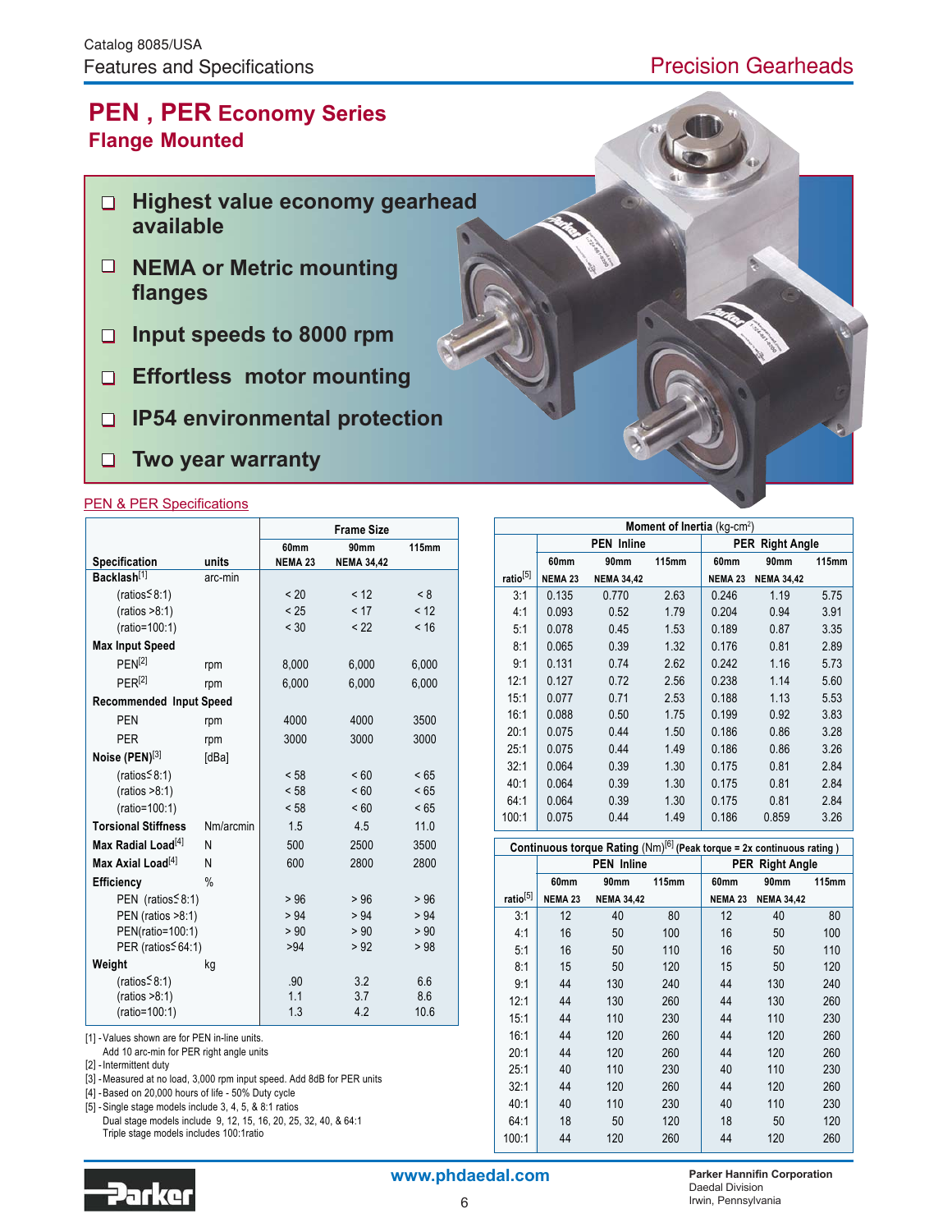# PEN , PER Economy Series
## Flange Mounted

- Highest value economy gearhead available
- NEMA or Metric mounting flanges
- Input speeds to 8000 rpm
- Effortless motor mounting
- IP54 environmental protection
- Two year warranty

## PEN & PER Specifications

| Specification | units | Frame Size 60mm NEMA 23 | 90mm NEMA 34,42 | 115mm |
|---|---|---|---|---|
| **Backlash**[1] | arc-min | | | |
| (ratios≤8:1) | | < 20 | < 12 | < 8 |
| (ratios >8:1) | | < 25 | < 17 | < 12 |
| (ratio=100:1) | | < 30 | < 22 | < 16 |
| **Max Input Speed** | | | | |
| PEN[2] | rpm | 8,000 | 6,000 | 6,000 |
| PER[2] | rpm | 6,000 | 6,000 | 6,000 |
| **Recommended Input Speed** | | | | |
| PEN | rpm | 4000 | 4000 | 3500 |
| PER | rpm | 3000 | 3000 | 3000 |
| **Noise (PEN)**[3] | [dBa] | | | |
| (ratios≤8:1) | | < 58 | < 60 | < 65 |
| (ratios >8:1) | | < 58 | < 60 | < 65 |
| (ratio=100:1) | | < 58 | < 60 | < 65 |
| **Torsional Stiffness** | Nm/arcmin | 1.5 | 4.5 | 11.0 |
| **Max Radial Load**[4] | N | 500 | 2500 | 3500 |
| **Max Axial Load**[4] | N | 600 | 2800 | 2800 |
| **Efficiency** | % | | | |
| PEN (ratios≤8:1) | | > 96 | > 96 | > 96 |
| PEN (ratios >8:1) | | > 94 | > 94 | > 94 |
| PEN(ratio=100:1) | | > 90 | > 90 | > 90 |
| PER (ratios≤64:1) | | >94 | > 92 | > 98 |
| **Weight** | kg | | | |
| (ratios≤8:1) | | .90 | 3.2 | 6.6 |
| (ratios >8:1) | | 1.1 | 3.7 | 8.6 |
| (ratio=100:1) | | 1.3 | 4.2 | 10.6 |

[1] - Values shown are for PEN in-line units. Add 10 arc-min for PER right angle units
[2] - Intermittent duty
[3] - Measured at no load, 3,000 rpm input speed. Add 8dB for PER units
[4] - Based on 20,000 hours of life - 50% Duty cycle
[5] - Single stage models include 3, 4, 5, & 8:1 ratios
Dual stage models include 9, 12, 15, 16, 20, 25, 32, 40, & 64:1
Triple stage models includes 100:1ratio

**Moment of Inertia** (kg-cm$^2$)

| ratio[5] | PEN Inline 60mm NEMA 23 | PEN Inline 90mm NEMA 34,42 | PEN Inline 115mm | PER Right Angle 60mm NEMA 23 | PER Right Angle 90mm NEMA 34,42 | PER Right Angle 115mm |
|---|---|---|---|---|---|---|
| 3:1 | 0.135 | 0.770 | 2.63 | 0.246 | 1.19 | 5.75 |
| 4:1 | 0.093 | 0.52 | 1.79 | 0.204 | 0.94 | 3.91 |
| 5:1 | 0.078 | 0.45 | 1.53 | 0.189 | 0.87 | 3.35 |
| 8:1 | 0.065 | 0.39 | 1.32 | 0.176 | 0.81 | 2.89 |
| 9:1 | 0.131 | 0.74 | 2.62 | 0.242 | 1.16 | 5.73 |
| 12:1 | 0.127 | 0.72 | 2.56 | 0.238 | 1.14 | 5.60 |
| 15:1 | 0.077 | 0.71 | 2.53 | 0.188 | 1.13 | 5.53 |
| 16:1 | 0.088 | 0.50 | 1.75 | 0.199 | 0.92 | 3.83 |
| 20:1 | 0.075 | 0.44 | 1.50 | 0.186 | 0.86 | 3.28 |
| 25:1 | 0.075 | 0.44 | 1.49 | 0.186 | 0.86 | 3.26 |
| 32:1 | 0.064 | 0.39 | 1.30 | 0.175 | 0.81 | 2.84 |
| 40:1 | 0.064 | 0.39 | 1.30 | 0.175 | 0.81 | 2.84 |
| 64:1 | 0.064 | 0.39 | 1.30 | 0.175 | 0.81 | 2.84 |
| 100:1 | 0.075 | 0.44 | 1.49 | 0.186 | 0.859 | 3.26 |

**Continuous torque Rating** (Nm)[6] **(Peak torque = 2x continuous rating )**

| ratio[5] | PEN Inline 60mm NEMA 23 | PEN Inline 90mm NEMA 34,42 | PEN Inline 115mm | PER Right Angle 60mm NEMA 23 | PER Right Angle 90mm NEMA 34,42 | PER Right Angle 115mm |
|---|---|---|---|---|---|---|
| 3:1 | 12 | 40 | 80 | 12 | 40 | 80 |
| 4:1 | 16 | 50 | 100 | 16 | 50 | 100 |
| 5:1 | 16 | 50 | 110 | 16 | 50 | 110 |
| 8:1 | 15 | 50 | 120 | 15 | 50 | 120 |
| 9:1 | 44 | 130 | 240 | 44 | 130 | 240 |
| 12:1 | 44 | 130 | 260 | 44 | 130 | 260 |
| 15:1 | 44 | 110 | 230 | 44 | 110 | 230 |
| 16:1 | 44 | 120 | 260 | 44 | 120 | 260 |
| 20:1 | 44 | 120 | 260 | 44 | 120 | 260 |
| 25:1 | 40 | 110 | 230 | 40 | 110 | 230 |
| 32:1 | 44 | 120 | 260 | 44 | 120 | 260 |
| 40:1 | 40 | 110 | 230 | 40 | 110 | 230 |
| 64:1 | 18 | 50 | 120 | 18 | 50 | 120 |
| 100:1 | 44 | 120 | 260 | 44 | 120 | 260 |

www.phdaedal.com

Parker Hannifin Corporation
Daedal Division
Irwin, Pennsylvania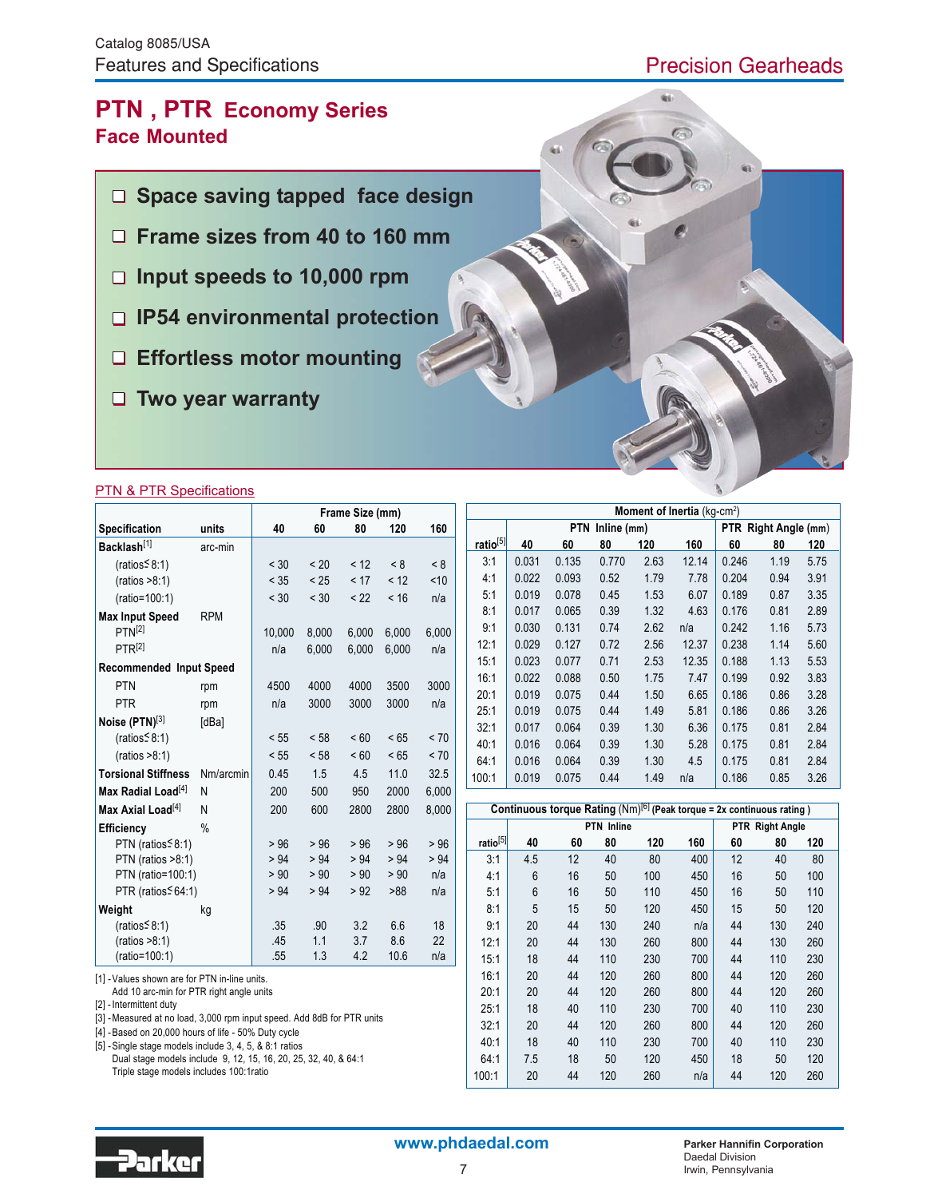# PTN , PTR Economy Series

## Face Mounted

- Space saving tapped face design
- Frame sizes from 40 to 160 mm
- Input speeds to 10,000 rpm
- IP54 environmental protection
- Effortless motor mounting
- Two year warranty

### PTN & PTR Specifications

| Specification | units | Frame Size (mm) 40 | 60 | 80 | 120 | 160 |
|---|---|---|---|---|---|---|
| **Backlash**[1] | arc-min | | | | | |
| (ratios≤8:1) | | < 30 | < 20 | < 12 | < 8 | < 8 |
| (ratios >8:1) | | < 35 | < 25 | < 17 | < 12 | <10 |
| (ratio=100:1) | | < 30 | < 30 | < 22 | < 16 | n/a |
| **Max Input Speed** | RPM | | | | | |
| PTN[2] | | 10,000 | 8,000 | 6,000 | 6,000 | 6,000 |
| PTR[2] | | n/a | 6,000 | 6,000 | 6,000 | n/a |
| **Recommended Input Speed** | | | | | | |
| PTN | rpm | 4500 | 4000 | 4000 | 3500 | 3000 |
| PTR | rpm | n/a | 3000 | 3000 | 3000 | n/a |
| **Noise (PTN)**[3] | [dBa] | | | | | |
| (ratios≤8:1) | | < 55 | < 58 | < 60 | < 65 | < 70 |
| (ratios >8:1) | | < 55 | < 58 | < 60 | < 65 | < 70 |
| **Torsional Stiffness** | Nm/arcmin | 0.45 | 1.5 | 4.5 | 11.0 | 32.5 |
| **Max Radial Load**[4] | N | 200 | 500 | 950 | 2000 | 6,000 |
| **Max Axial Load**[4] | N | 200 | 600 | 2800 | 2800 | 8,000 |
| **Efficiency** | % | | | | | |
| PTN (ratios≤8:1) | | > 96 | > 96 | > 96 | > 96 | > 96 |
| PTN (ratios >8:1) | | > 94 | > 94 | > 94 | > 94 | > 94 |
| PTN (ratio=100:1) | | > 90 | > 90 | > 90 | > 90 | n/a |
| PTR (ratios≤64:1) | | > 94 | > 94 | > 92 | >88 | n/a |
| **Weight** | kg | | | | | |
| (ratios≤8:1) | | .35 | .90 | 3.2 | 6.6 | 18 |
| (ratios >8:1) | | .45 | 1.1 | 3.7 | 8.6 | 22 |
| (ratio=100:1) | | .55 | 1.3 | 4.2 | 10.6 | n/a |

[1] - Values shown are for PTN in-line units. Add 10 arc-min for PTR right angle units
[2] - Intermittent duty
[3] - Measured at no load, 3,000 rpm input speed. Add 8dB for PTR units
[4] - Based on 20,000 hours of life - 50% Duty cycle
[5] - Single stage models include 3, 4, 5, & 8:1 ratios
Dual stage models include 9, 12, 15, 16, 20, 25, 32, 40, & 64:1
Triple stage models includes 100:1ratio

| | Moment of Inertia (kg-cm$^2$) PTN Inline (mm) | | | | | PTR Right Angle (mm) | | |
|---|---|---|---|---|---|---|---|---|
| ratio[5] | 40 | 60 | 80 | 120 | 160 | 60 | 80 | 120 |
| 3:1 | 0.031 | 0.135 | 0.770 | 2.63 | 12.14 | 0.246 | 1.19 | 5.75 |
| 4:1 | 0.022 | 0.093 | 0.52 | 1.79 | 7.78 | 0.204 | 0.94 | 3.91 |
| 5:1 | 0.019 | 0.078 | 0.45 | 1.53 | 6.07 | 0.189 | 0.87 | 3.35 |
| 8:1 | 0.017 | 0.065 | 0.39 | 1.32 | 4.63 | 0.176 | 0.81 | 2.89 |
| 9:1 | 0.030 | 0.131 | 0.74 | 2.62 | n/a | 0.242 | 1.16 | 5.73 |
| 12:1 | 0.029 | 0.127 | 0.72 | 2.56 | 12.37 | 0.238 | 1.14 | 5.60 |
| 15:1 | 0.023 | 0.077 | 0.71 | 2.53 | 12.35 | 0.188 | 1.13 | 5.53 |
| 16:1 | 0.022 | 0.088 | 0.50 | 1.75 | 7.47 | 0.199 | 0.92 | 3.83 |
| 20:1 | 0.019 | 0.075 | 0.44 | 1.50 | 6.65 | 0.186 | 0.86 | 3.28 |
| 25:1 | 0.019 | 0.075 | 0.44 | 1.49 | 5.81 | 0.186 | 0.86 | 3.26 |
| 32:1 | 0.017 | 0.064 | 0.39 | 1.30 | 6.36 | 0.175 | 0.81 | 2.84 |
| 40:1 | 0.016 | 0.064 | 0.39 | 1.30 | 5.28 | 0.175 | 0.81 | 2.84 |
| 64:1 | 0.016 | 0.064 | 0.39 | 1.30 | 4.5 | 0.175 | 0.81 | 2.84 |
| 100:1 | 0.019 | 0.075 | 0.44 | 1.49 | n/a | 0.186 | 0.85 | 3.26 |

| | Continuous torque Rating (Nm)[6] (Peak torque = 2x continuous rating ) PTN Inline | | | | | PTR Right Angle | | |
|---|---|---|---|---|---|---|---|---|
| ratio[5] | 40 | 60 | 80 | 120 | 160 | 60 | 80 | 120 |
| 3:1 | 4.5 | 12 | 40 | 80 | 400 | 12 | 40 | 80 |
| 4:1 | 6 | 16 | 50 | 100 | 450 | 16 | 50 | 100 |
| 5:1 | 6 | 16 | 50 | 110 | 450 | 16 | 50 | 110 |
| 8:1 | 5 | 15 | 50 | 120 | 450 | 15 | 50 | 120 |
| 9:1 | 20 | 44 | 130 | 240 | n/a | 44 | 130 | 240 |
| 12:1 | 20 | 44 | 130 | 260 | 800 | 44 | 130 | 260 |
| 15:1 | 18 | 44 | 110 | 230 | 700 | 44 | 110 | 230 |
| 16:1 | 20 | 44 | 120 | 260 | 800 | 44 | 120 | 260 |
| 20:1 | 20 | 44 | 120 | 260 | 800 | 44 | 120 | 260 |
| 25:1 | 18 | 40 | 110 | 230 | 700 | 40 | 110 | 230 |
| 32:1 | 20 | 44 | 120 | 260 | 800 | 44 | 120 | 260 |
| 40:1 | 18 | 40 | 110 | 230 | 700 | 40 | 110 | 230 |
| 64:1 | 7.5 | 18 | 50 | 120 | 450 | 18 | 50 | 120 |
| 100:1 | 20 | 44 | 120 | 260 | n/a | 44 | 120 | 260 |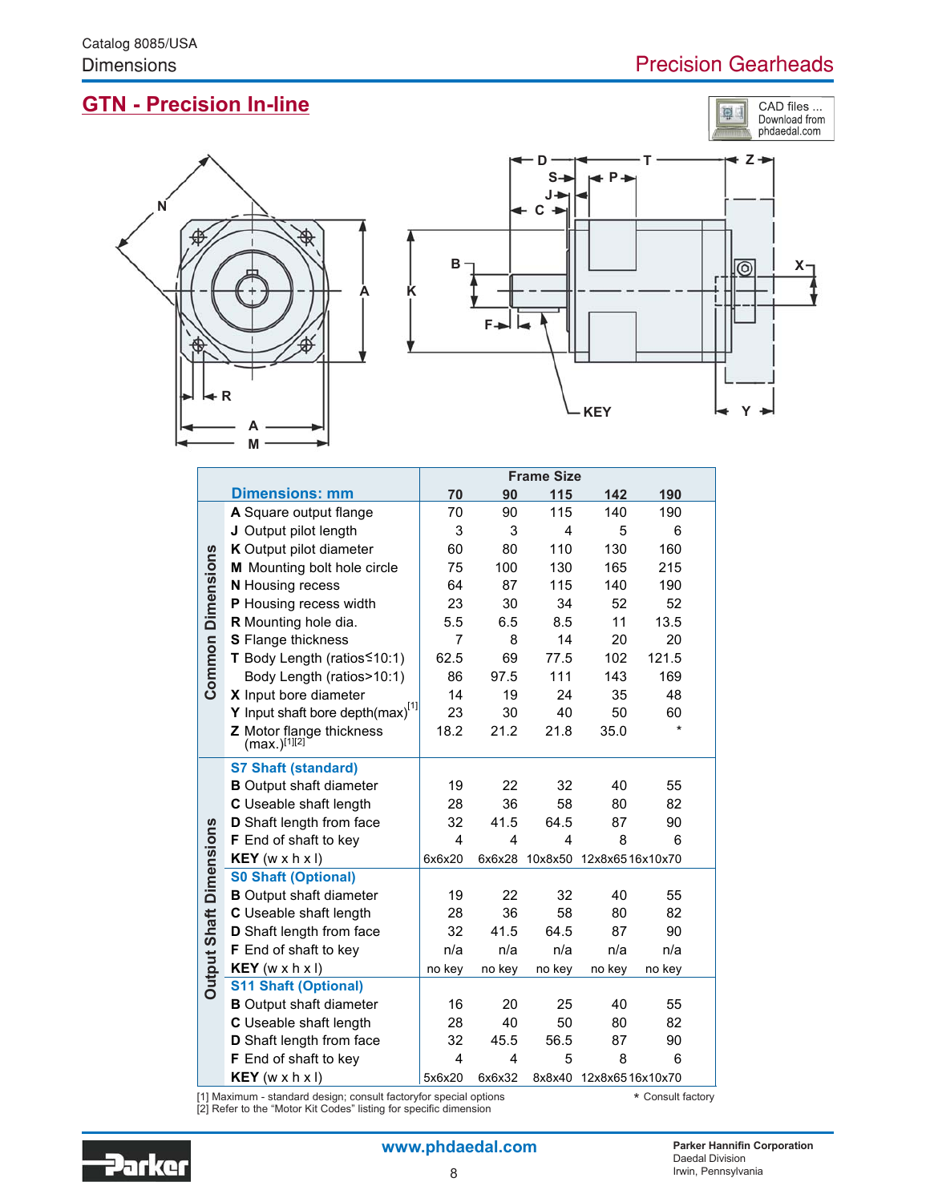## GTN - Precision In-line

CAD files ... Download from phdaedal.com

| Dimensions: mm | | Frame Size 70 | 90 | 115 | 142 | 190 |
|---|---|---|---|---|---|---|
| **Common Dimensions** | **A** Square output flange | 70 | 90 | 115 | 140 | 190 |
| | **J** Output pilot length | 3 | 3 | 4 | 5 | 6 |
| | **K** Output pilot diameter | 60 | 80 | 110 | 130 | 160 |
| | **M** Mounting bolt hole circle | 75 | 100 | 130 | 165 | 215 |
| | **N** Housing recess | 64 | 87 | 115 | 140 | 190 |
| | **P** Housing recess width | 23 | 30 | 34 | 52 | 52 |
| | **R** Mounting hole dia. | 5.5 | 6.5 | 8.5 | 11 | 13.5 |
| | **S** Flange thickness | 7 | 8 | 14 | 20 | 20 |
| | **T** Body Length (ratios≤10:1) | 62.5 | 69 | 77.5 | 102 | 121.5 |
| | Body Length (ratios>10:1) | 86 | 97.5 | 111 | 143 | 169 |
| | **X** Input bore diameter | 14 | 19 | 24 | 35 | 48 |
| | **Y** Input shaft bore depth(max)[1] | 23 | 30 | 40 | 50 | 60 |
| | **Z** Motor flange thickness (max.)[1][2] | 18.2 | 21.2 | 21.8 | 35.0 | * |
| **Output Shaft Dimensions** | **S7 Shaft (standard)** | | | | | |
| | **B** Output shaft diameter | 19 | 22 | 32 | 40 | 55 |
| | **C** Useable shaft length | 28 | 36 | 58 | 80 | 82 |
| | **D** Shaft length from face | 32 | 41.5 | 64.5 | 87 | 90 |
| | **F** End of shaft to key | 4 | 4 | 4 | 8 | 6 |
| | **KEY** (w x h x l) | 6x6x20 | 6x6x28 | 10x8x50 | 12x8x65 | 16x10x70 |
| | **S0 Shaft (Optional)** | | | | | |
| | **B** Output shaft diameter | 19 | 22 | 32 | 40 | 55 |
| | **C** Useable shaft length | 28 | 36 | 58 | 80 | 82 |
| | **D** Shaft length from face | 32 | 41.5 | 64.5 | 87 | 90 |
| | **F** End of shaft to key | n/a | n/a | n/a | n/a | n/a |
| | **KEY** (w x h x l) | no key | no key | no key | no key | no key |
| | **S11 Shaft (Optional)** | | | | | |
| | **B** Output shaft diameter | 16 | 20 | 25 | 40 | 55 |
| | **C** Useable shaft length | 28 | 40 | 50 | 80 | 82 |
| | **D** Shaft length from face | 32 | 45.5 | 56.5 | 87 | 90 |
| | **F** End of shaft to key | 4 | 4 | 5 | 8 | 6 |
| | **KEY** (w x h x l) | 5x6x20 | 6x6x32 | 8x8x40 | 12x8x65 | 16x10x70 |

[1] Maximum - standard design; consult factoryfor special options
[2] Refer to the "Motor Kit Codes" listing for specific dimension

\* Consult factory

www.phdaedal.com

Parker Hannifin Corporation
Daedal Division
Irwin, Pennsylvania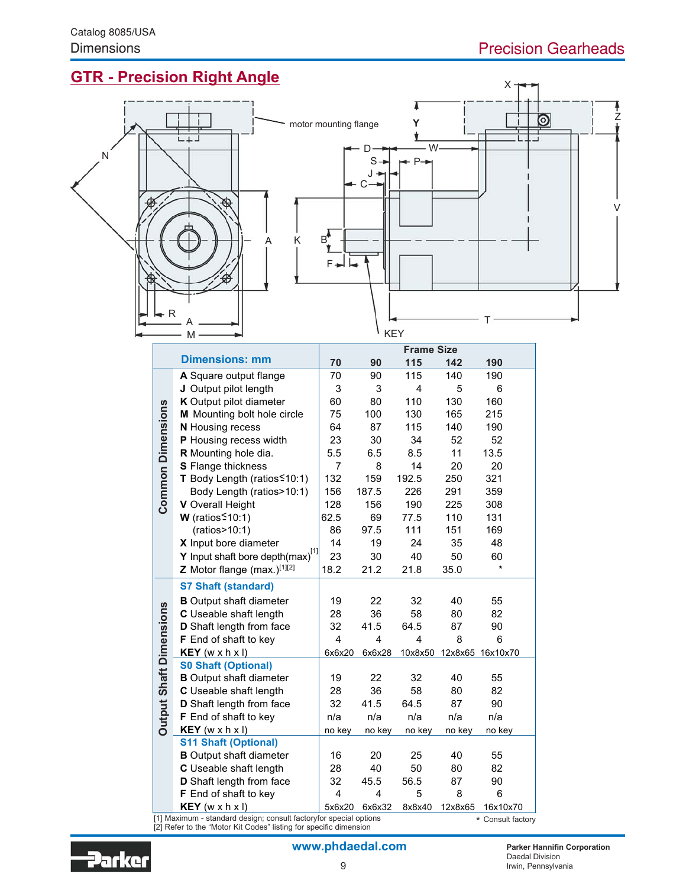## GTR - Precision Right Angle

motor mounting flange

N
A
K
B
F
R
A
M
KEY
D
S
J
C
P
W
Y
X
Z
V
T

| Dimensions: mm | 70 | 90 | 115 | 142 | 190 |
|---|---|---|---|---|---|
| | Frame Size | | | | |
| **Common Dimensions** | | | | | |
| **A** Square output flange | 70 | 90 | 115 | 140 | 190 |
| **J** Output pilot length | 3 | 3 | 4 | 5 | 6 |
| **K** Output pilot diameter | 60 | 80 | 110 | 130 | 160 |
| **M** Mounting bolt hole circle | 75 | 100 | 130 | 165 | 215 |
| **N** Housing recess | 64 | 87 | 115 | 140 | 190 |
| **P** Housing recess width | 23 | 30 | 34 | 52 | 52 |
| **R** Mounting hole dia. | 5.5 | 6.5 | 8.5 | 11 | 13.5 |
| **S** Flange thickness | 7 | 8 | 14 | 20 | 20 |
| **T** Body Length (ratios≤10:1) | 132 | 159 | 192.5 | 250 | 321 |
| Body Length (ratios>10:1) | 156 | 187.5 | 226 | 291 | 359 |
| **V** Overall Height | 128 | 156 | 190 | 225 | 308 |
| **W** (ratios≤10:1) | 62.5 | 69 | 77.5 | 110 | 131 |
| (ratios>10:1) | 86 | 97.5 | 111 | 151 | 169 |
| **X** Input bore diameter | 14 | 19 | 24 | 35 | 48 |
| **Y** Input shaft bore depth(max)[1] | 23 | 30 | 40 | 50 | 60 |
| **Z** Motor flange (max.)[1][2] | 18.2 | 21.2 | 21.8 | 35.0 | * |
| **Output Shaft Dimensions** | | | | | |
| **S7 Shaft (standard)** | | | | | |
| **B** Output shaft diameter | 19 | 22 | 32 | 40 | 55 |
| **C** Useable shaft length | 28 | 36 | 58 | 80 | 82 |
| **D** Shaft length from face | 32 | 41.5 | 64.5 | 87 | 90 |
| **F** End of shaft to key | 4 | 4 | 4 | 8 | 6 |
| **KEY** (w x h x l) | 6x6x20 | 6x6x28 | 10x8x50 | 12x8x65 | 16x10x70 |
| **S0 Shaft (Optional)** | | | | | |
| **B** Output shaft diameter | 19 | 22 | 32 | 40 | 55 |
| **C** Useable shaft length | 28 | 36 | 58 | 80 | 82 |
| **D** Shaft length from face | 32 | 41.5 | 64.5 | 87 | 90 |
| **F** End of shaft to key | n/a | n/a | n/a | n/a | n/a |
| **KEY** (w x h x l) | no key | no key | no key | no key | no key |
| **S11 Shaft (Optional)** | | | | | |
| **B** Output shaft diameter | 16 | 20 | 25 | 40 | 55 |
| **C** Useable shaft length | 28 | 40 | 50 | 80 | 82 |
| **D** Shaft length from face | 32 | 45.5 | 56.5 | 87 | 90 |
| **F** End of shaft to key | 4 | 4 | 5 | 8 | 6 |
| **KEY** (w x h x l) | 5x6x20 | 6x6x32 | 8x8x40 | 12x8x65 | 16x10x70 |

[1] Maximum - standard design; consult factoryfor special options
[2] Refer to the "Motor Kit Codes" listing for specific dimension

\* Consult factory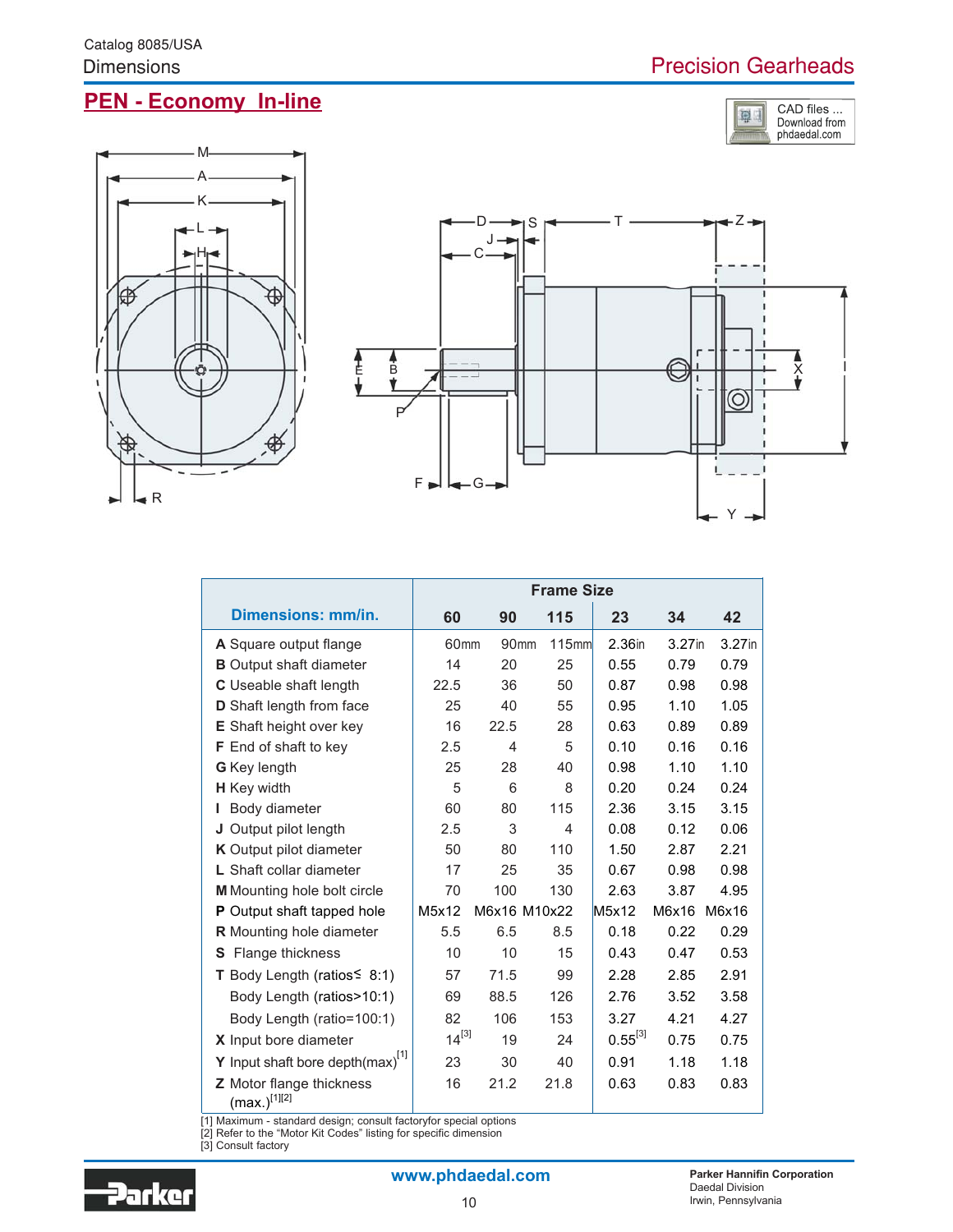Catalog 8085/USA

Dimensions

Precision Gearheads

## PEN - Economy In-line

CAD files ...
Download from
phdaedal.com

M
A
K
L
H
R
D
S
T
Z
J
C
E
B
P
F
G
X
I
Y

| Dimensions: mm/in. | Frame Size | | | | | |
|---|---|---|---|---|---|---|
| | 60 | 90 | 115 | 23 | 34 | 42 |
| **A** Square output flange | 60mm | 90mm | 115mm | 2.36in | 3.27in | 3.27in |
| **B** Output shaft diameter | 14 | 20 | 25 | 0.55 | 0.79 | 0.79 |
| **C** Useable shaft length | 22.5 | 36 | 50 | 0.87 | 0.98 | 0.98 |
| **D** Shaft length from face | 25 | 40 | 55 | 0.95 | 1.10 | 1.05 |
| **E** Shaft height over key | 16 | 22.5 | 28 | 0.63 | 0.89 | 0.89 |
| **F** End of shaft to key | 2.5 | 4 | 5 | 0.10 | 0.16 | 0.16 |
| **G** Key length | 25 | 28 | 40 | 0.98 | 1.10 | 1.10 |
| **H** Key width | 5 | 6 | 8 | 0.20 | 0.24 | 0.24 |
| **I** Body diameter | 60 | 80 | 115 | 2.36 | 3.15 | 3.15 |
| **J** Output pilot length | 2.5 | 3 | 4 | 0.08 | 0.12 | 0.06 |
| **K** Output pilot diameter | 50 | 80 | 110 | 1.50 | 2.87 | 2.21 |
| **L** Shaft collar diameter | 17 | 25 | 35 | 0.67 | 0.98 | 0.98 |
| **M** Mounting hole bolt circle | 70 | 100 | 130 | 2.63 | 3.87 | 4.95 |
| **P** Output shaft tapped hole | M5x12 | M6x16 | M10x22 | M5x12 | M6x16 | M6x16 |
| **R** Mounting hole diameter | 5.5 | 6.5 | 8.5 | 0.18 | 0.22 | 0.29 |
| **S** Flange thickness | 10 | 10 | 15 | 0.43 | 0.47 | 0.53 |
| **T** Body Length (ratios ≤ 8:1) | 57 | 71.5 | 99 | 2.28 | 2.85 | 2.91 |
| Body Length (ratios>10:1) | 69 | 88.5 | 126 | 2.76 | 3.52 | 3.58 |
| Body Length (ratio=100:1) | 82 | 106 | 153 | 3.27 | 4.21 | 4.27 |
| **X** Input bore diameter | 14[3] | 19 | 24 | 0.55[3] | 0.75 | 0.75 |
| **Y** Input shaft bore depth(max)[1] | 23 | 30 | 40 | 0.91 | 1.18 | 1.18 |
| **Z** Motor flange thickness (max.)[1][2] | 16 | 21.2 | 21.8 | 0.63 | 0.83 | 0.83 |

[1] Maximum - standard design; consult factoryfor special options
[2] Refer to the "Motor Kit Codes" listing for specific dimension
[3] Consult factory

www.phdaedal.com

Parker Hannifin Corporation
Daedal Division
Irwin, Pennsylvania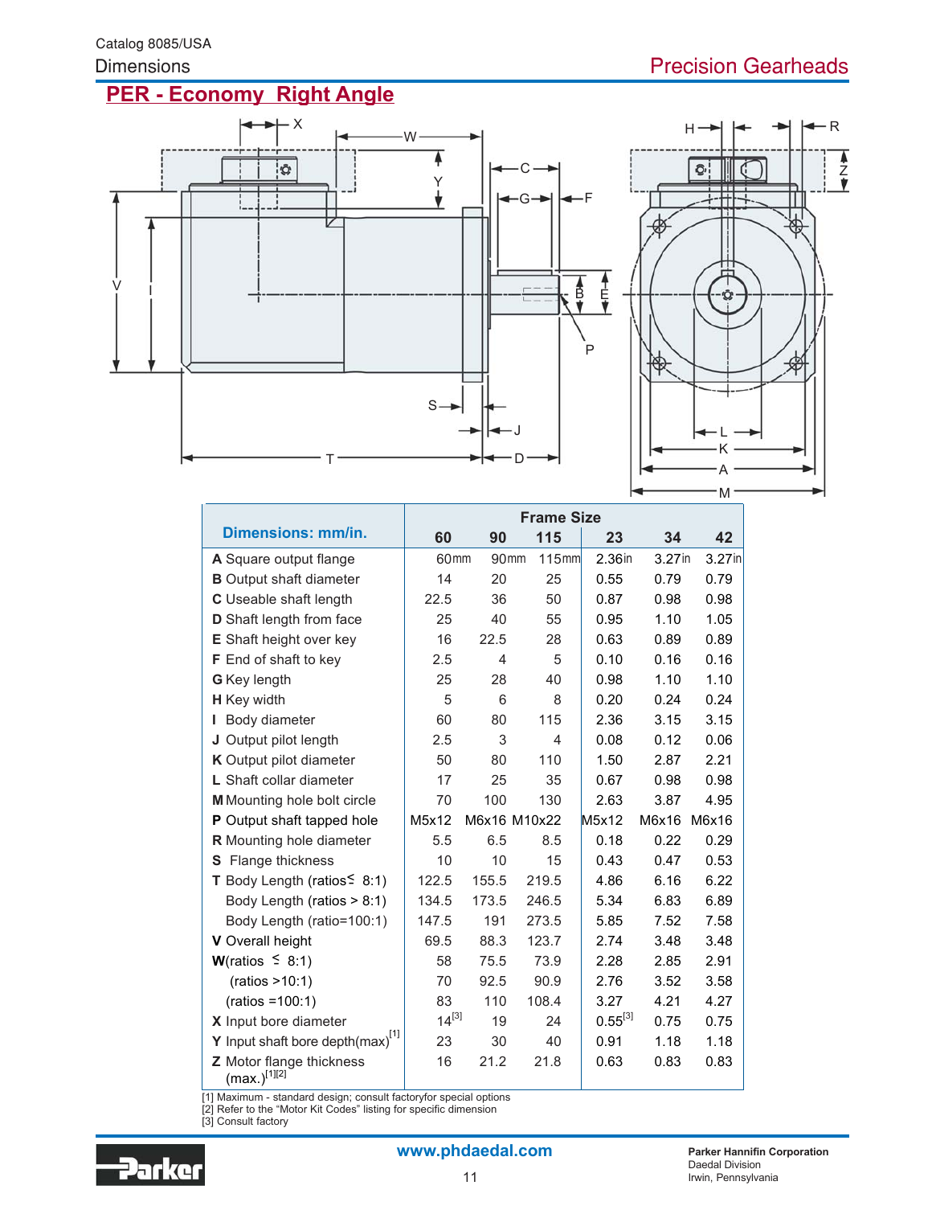Catalog 8085/USA

Dimensions

Precision Gearheads

## PER - Economy Right Angle

| Dimensions: mm/in. | Frame Size | | | | | |
|---|---|---|---|---|---|---|
| | 60 | 90 | 115 | 23 | 34 | 42 |
| **A** Square output flange | 60mm | 90mm | 115mm | 2.36in | 3.27in | 3.27in |
| **B** Output shaft diameter | 14 | 20 | 25 | 0.55 | 0.79 | 0.79 |
| **C** Useable shaft length | 22.5 | 36 | 50 | 0.87 | 0.98 | 0.98 |
| **D** Shaft length from face | 25 | 40 | 55 | 0.95 | 1.10 | 1.05 |
| **E** Shaft height over key | 16 | 22.5 | 28 | 0.63 | 0.89 | 0.89 |
| **F** End of shaft to key | 2.5 | 4 | 5 | 0.10 | 0.16 | 0.16 |
| **G** Key length | 25 | 28 | 40 | 0.98 | 1.10 | 1.10 |
| **H** Key width | 5 | 6 | 8 | 0.20 | 0.24 | 0.24 |
| **I** Body diameter | 60 | 80 | 115 | 2.36 | 3.15 | 3.15 |
| **J** Output pilot length | 2.5 | 3 | 4 | 0.08 | 0.12 | 0.06 |
| **K** Output pilot diameter | 50 | 80 | 110 | 1.50 | 2.87 | 2.21 |
| **L** Shaft collar diameter | 17 | 25 | 35 | 0.67 | 0.98 | 0.98 |
| **M** Mounting hole bolt circle | 70 | 100 | 130 | 2.63 | 3.87 | 4.95 |
| **P** Output shaft tapped hole | M5x12 | M6x16 | M10x22 | M5x12 | M6x16 | M6x16 |
| **R** Mounting hole diameter | 5.5 | 6.5 | 8.5 | 0.18 | 0.22 | 0.29 |
| **S** Flange thickness | 10 | 10 | 15 | 0.43 | 0.47 | 0.53 |
| **T** Body Length (ratios ≤ 8:1) | 122.5 | 155.5 | 219.5 | 4.86 | 6.16 | 6.22 |
| Body Length (ratios > 8:1) | 134.5 | 173.5 | 246.5 | 5.34 | 6.83 | 6.89 |
| Body Length (ratio=100:1) | 147.5 | 191 | 273.5 | 5.85 | 7.52 | 7.58 |
| **V** Overall height | 69.5 | 88.3 | 123.7 | 2.74 | 3.48 | 3.48 |
| **W** (ratios ≤ 8:1) | 58 | 75.5 | 73.9 | 2.28 | 2.85 | 2.91 |
| (ratios >10:1) | 70 | 92.5 | 90.9 | 2.76 | 3.52 | 3.58 |
| (ratios =100:1) | 83 | 110 | 108.4 | 3.27 | 4.21 | 4.27 |
| **X** Input bore diameter | 14[3] | 19 | 24 | 0.55[3] | 0.75 | 0.75 |
| **Y** Input shaft bore depth(max)[1] | 23 | 30 | 40 | 0.91 | 1.18 | 1.18 |
| **Z** Motor flange thickness (max.)[1][2] | 16 | 21.2 | 21.8 | 0.63 | 0.83 | 0.83 |

[1] Maximum - standard design; consult factoryfor special options
[2] Refer to the “Motor Kit Codes” listing for specific dimension
[3] Consult factory

www.phdaedal.com

Parker Hannifin Corporation
Daedal Division
Irwin, Pennsylvania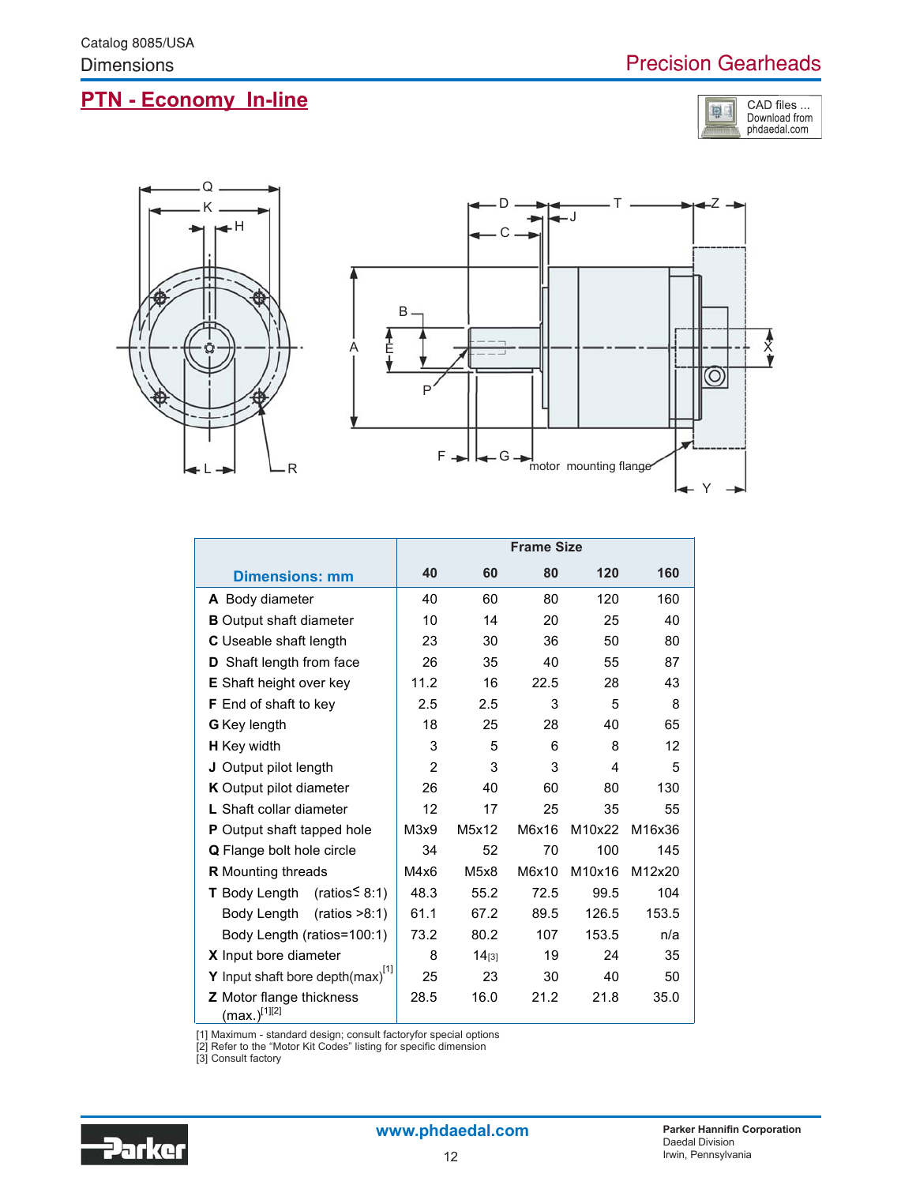Catalog 8085/USA

Dimensions

Precision Gearheads

## PTN - Economy In-line

CAD files ... Download from phdaedal.com

Q
K
H
L
R
D
T
Z
J
C
B
A
E
X
P
F
G
motor mounting flange
Y

| Dimensions: mm | Frame Size | | | | |
|---|---|---|---|---|---|
| | 40 | 60 | 80 | 120 | 160 |
| **A** Body diameter | 40 | 60 | 80 | 120 | 160 |
| **B** Output shaft diameter | 10 | 14 | 20 | 25 | 40 |
| **C** Useable shaft length | 23 | 30 | 36 | 50 | 80 |
| **D** Shaft length from face | 26 | 35 | 40 | 55 | 87 |
| **E** Shaft height over key | 11.2 | 16 | 22.5 | 28 | 43 |
| **F** End of shaft to key | 2.5 | 2.5 | 3 | 5 | 8 |
| **G** Key length | 18 | 25 | 28 | 40 | 65 |
| **H** Key width | 3 | 5 | 6 | 8 | 12 |
| **J** Output pilot length | 2 | 3 | 3 | 4 | 5 |
| **K** Output pilot diameter | 26 | 40 | 60 | 80 | 130 |
| **L** Shaft collar diameter | 12 | 17 | 25 | 35 | 55 |
| **P** Output shaft tapped hole | M3x9 | M5x12 | M6x16 | M10x22 | M16x36 |
| **Q** Flange bolt hole circle | 34 | 52 | 70 | 100 | 145 |
| **R** Mounting threads | M4x6 | M5x8 | M6x10 | M10x16 | M12x20 |
| **T** Body Length (ratios≤ 8:1) | 48.3 | 55.2 | 72.5 | 99.5 | 104 |
| Body Length (ratios >8:1) | 61.1 | 67.2 | 89.5 | 126.5 | 153.5 |
| Body Length (ratios=100:1) | 73.2 | 80.2 | 107 | 153.5 | n/a |
| **X** Input bore diameter | 8 | 14[3] | 19 | 24 | 35 |
| **Y** Input shaft bore depth(max)[1] | 25 | 23 | 30 | 40 | 50 |
| **Z** Motor flange thickness (max.)[1][2] | 28.5 | 16.0 | 21.2 | 21.8 | 35.0 |

[1] Maximum - standard design; consult factoryfor special options
[2] Refer to the "Motor Kit Codes" listing for specific dimension
[3] Consult factory

www.phdaedal.com

Parker Hannifin Corporation
Daedal Division
Irwin, Pennsylvania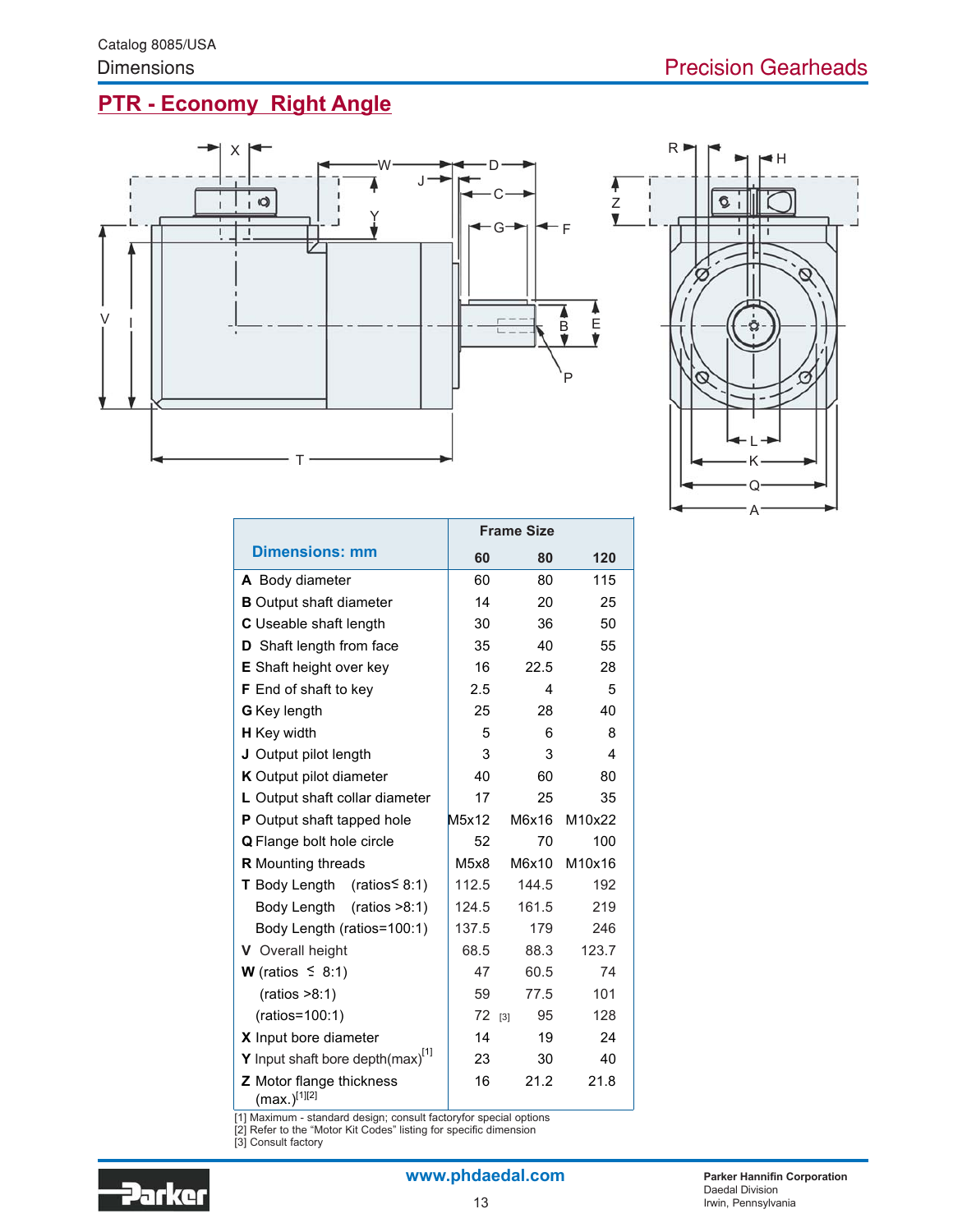# Dimensions

## Precision Gearheads

## PTR - Economy Right Angle

X W D J C Y G F Z R H V B E P T L K Q A

| Dimensions: mm | Frame Size 60 | 80 | 120 |
|---|---|---|---|
| **A** Body diameter | 60 | 80 | 115 |
| **B** Output shaft diameter | 14 | 20 | 25 |
| **C** Useable shaft length | 30 | 36 | 50 |
| **D** Shaft length from face | 35 | 40 | 55 |
| **E** Shaft height over key | 16 | 22.5 | 28 |
| **F** End of shaft to key | 2.5 | 4 | 5 |
| **G** Key length | 25 | 28 | 40 |
| **H** Key width | 5 | 6 | 8 |
| **J** Output pilot length | 3 | 3 | 4 |
| **K** Output pilot diameter | 40 | 60 | 80 |
| **L** Output shaft collar diameter | 17 | 25 | 35 |
| **P** Output shaft tapped hole | M5x12 | M6x16 | M10x22 |
| **Q** Flange bolt hole circle | 52 | 70 | 100 |
| **R** Mounting threads | M5x8 | M6x10 | M10x16 |
| **T** Body Length (ratios≤ 8:1) | 112.5 | 144.5 | 192 |
| Body Length (ratios >8:1) | 124.5 | 161.5 | 219 |
| Body Length (ratios=100:1) | 137.5 | 179 | 246 |
| **V** Overall height | 68.5 | 88.3 | 123.7 |
| **W** (ratios ≤ 8:1) | 47 | 60.5 | 74 |
| (ratios >8:1) | 59 | 77.5 | 101 |
| (ratios=100:1) | 72 [3] | 95 | 128 |
| **X** Input bore diameter | 14 | 19 | 24 |
| **Y** Input shaft bore depth(max)[1] | 23 | 30 | 40 |
| **Z** Motor flange thickness (max.)[1][2] | 16 | 21.2 | 21.8 |

[1] Maximum - standard design; consult factoryfor special options
[2] Refer to the "Motor Kit Codes" listing for specific dimension
[3] Consult factory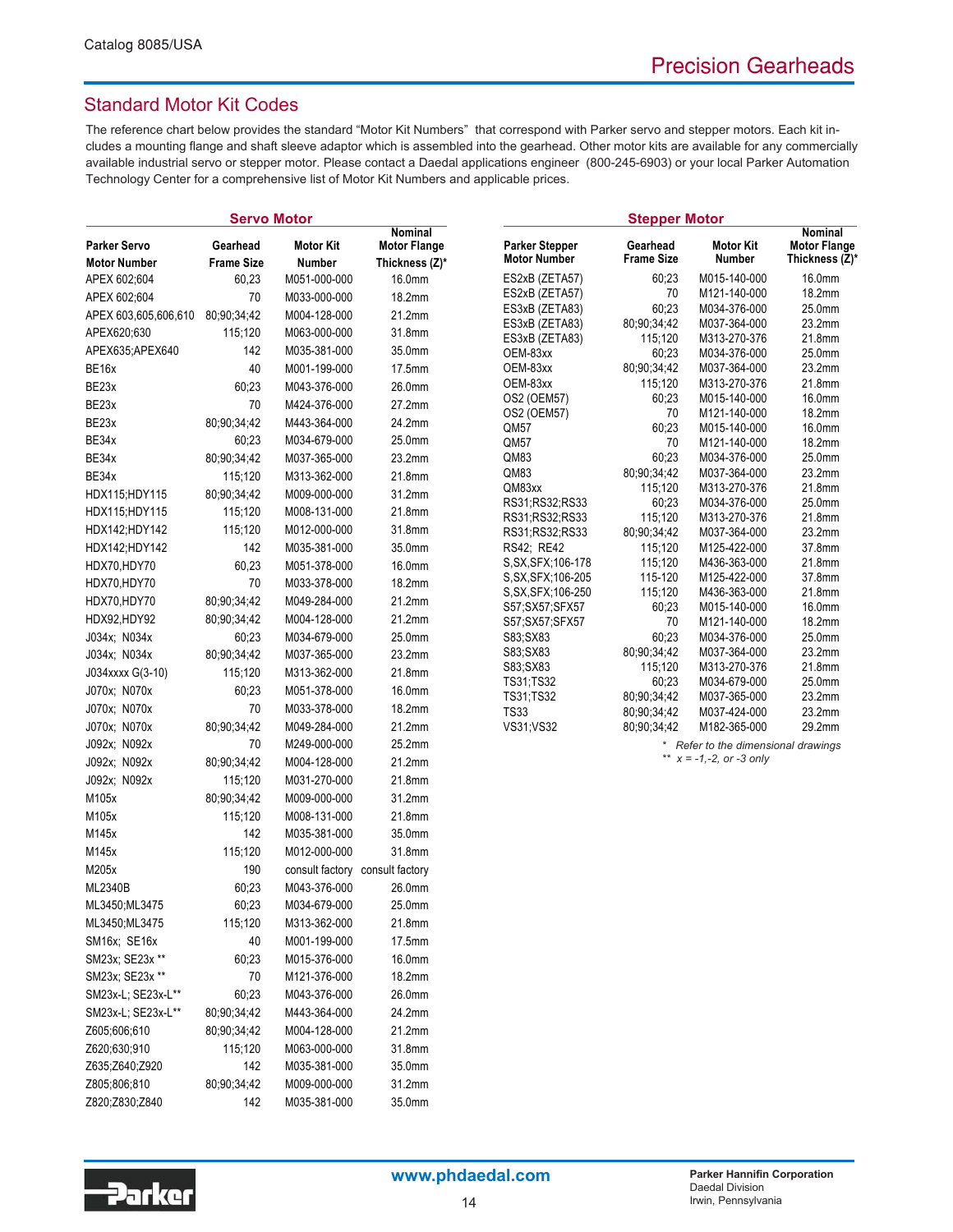## Standard Motor Kit Codes

The reference chart below provides the standard "Motor Kit Numbers" that correspond with Parker servo and stepper motors. Each kit includes a mounting flange and shaft sleeve adaptor which is assembled into the gearhead. Other motor kits are available for any commercially available industrial servo or stepper motor. Please contact a Daedal applications engineer (800-245-6903) or your local Parker Automation Technology Center for a comprehensive list of Motor Kit Numbers and applicable prices.

### Servo Motor

| Parker Servo Motor Number | Gearhead Frame Size | Motor Kit Number | Nominal Motor Flange Thickness (Z)* |
|---|---|---|---|
| APEX 602;604 | 60,23 | M051-000-000 | 16.0mm |
| APEX 602;604 | 70 | M033-000-000 | 18.2mm |
| APEX 603,605,606,610 | 80;90;34;42 | M004-128-000 | 21.2mm |
| APEX620;630 | 115;120 | M063-000-000 | 31.8mm |
| APEX635;APEX640 | 142 | M035-381-000 | 35.0mm |
| BE16x | 40 | M001-199-000 | 17.5mm |
| BE23x | 60;23 | M043-376-000 | 26.0mm |
| BE23x | 70 | M424-376-000 | 27.2mm |
| BE23x | 80;90;34;42 | M443-364-000 | 24.2mm |
| BE34x | 60;23 | M034-679-000 | 25.0mm |
| BE34x | 80;90;34;42 | M037-365-000 | 23.2mm |
| BE34x | 115;120 | M313-362-000 | 21.8mm |
| HDX115;HDY115 | 80;90;34;42 | M009-000-000 | 31.2mm |
| HDX115;HDY115 | 115;120 | M008-131-000 | 21.8mm |
| HDX142;HDY142 | 115;120 | M012-000-000 | 31.8mm |
| HDX142;HDY142 | 142 | M035-381-000 | 35.0mm |
| HDX70,HDY70 | 60,23 | M051-378-000 | 16.0mm |
| HDX70,HDY70 | 70 | M033-378-000 | 18.2mm |
| HDX70,HDY70 | 80;90;34;42 | M049-284-000 | 21.2mm |
| HDX92,HDY92 | 80;90;34;42 | M004-128-000 | 21.2mm |
| J034x; N034x | 60;23 | M034-679-000 | 25.0mm |
| J034x; N034x | 80;90;34;42 | M037-365-000 | 23.2mm |
| J034xxxx G(3-10) | 115;120 | M313-362-000 | 21.8mm |
| J070x; N070x | 60;23 | M051-378-000 | 16.0mm |
| J070x; N070x | 70 | M033-378-000 | 18.2mm |
| J070x; N070x | 80;90;34;42 | M049-284-000 | 21.2mm |
| J092x; N092x | 70 | M249-000-000 | 25.2mm |
| J092x; N092x | 80;90;34;42 | M004-128-000 | 21.2mm |
| J092x; N092x | 115;120 | M031-270-000 | 21.8mm |
| M105x | 80;90;34;42 | M009-000-000 | 31.2mm |
| M105x | 115;120 | M008-131-000 | 21.8mm |
| M145x | 142 | M035-381-000 | 35.0mm |
| M145x | 115;120 | M012-000-000 | 31.8mm |
| M205x | 190 | consult factory | consult factory |
| ML2340B | 60;23 | M043-376-000 | 26.0mm |
| ML3450;ML3475 | 60;23 | M034-679-000 | 25.0mm |
| ML3450;ML3475 | 115;120 | M313-362-000 | 21.8mm |
| SM16x; SE16x | 40 | M001-199-000 | 17.5mm |
| SM23x; SE23x ** | 60;23 | M015-376-000 | 16.0mm |
| SM23x; SE23x ** | 70 | M121-376-000 | 18.2mm |
| SM23x-L; SE23x-L** | 60;23 | M043-376-000 | 26.0mm |
| SM23x-L; SE23x-L** | 80;90;34;42 | M443-364-000 | 24.2mm |
| Z605;606;610 | 80;90;34;42 | M004-128-000 | 21.2mm |
| Z620;630;910 | 115;120 | M063-000-000 | 31.8mm |
| Z635;Z640;Z920 | 142 | M035-381-000 | 35.0mm |
| Z805;806;810 | 80;90;34;42 | M009-000-000 | 31.2mm |
| Z820;Z830;Z840 | 142 | M035-381-000 | 35.0mm |

### Stepper Motor

| Parker Stepper Motor Number | Gearhead Frame Size | Motor Kit Number | Nominal Motor Flange Thickness (Z)* |
|---|---|---|---|
| ES2xB (ZETA57) | 60;23 | M015-140-000 | 16.0mm |
| ES2xB (ZETA57) | 70 | M121-140-000 | 18.2mm |
| ES3xB (ZETA83) | 60;23 | M034-376-000 | 25.0mm |
| ES3xB (ZETA83) | 80;90;34;42 | M037-364-000 | 23.2mm |
| ES3xB (ZETA83) | 115;120 | M313-270-376 | 21.8mm |
| OEM-83xx | 60;23 | M034-376-000 | 25.0mm |
| OEM-83xx | 80;90;34;42 | M037-364-000 | 23.2mm |
| OEM-83xx | 115;120 | M313-270-376 | 21.8mm |
| OS2 (OEM57) | 60;23 | M015-140-000 | 16.0mm |
| OS2 (OEM57) | 70 | M121-140-000 | 18.2mm |
| QM57 | 60;23 | M015-140-000 | 16.0mm |
| QM57 | 70 | M121-140-000 | 18.2mm |
| QM83 | 60;23 | M034-376-000 | 25.0mm |
| QM83 | 80;90;34;42 | M037-364-000 | 23.2mm |
| QM83xx | 115;120 | M313-270-376 | 21.8mm |
| RS31;RS32;RS33 | 60;23 | M034-376-000 | 25.0mm |
| RS31;RS32;RS33 | 115;120 | M313-270-376 | 21.8mm |
| RS31;RS32;RS33 | 80;90;34;42 | M037-364-000 | 23.2mm |
| RS42; RE42 | 115;120 | M125-422-000 | 37.8mm |
| S,SX,SFX;106-178 | 115;120 | M436-363-000 | 21.8mm |
| S,SX,SFX;106-205 | 115-120 | M125-422-000 | 37.8mm |
| S,SX,SFX;106-250 | 115;120 | M436-363-000 | 21.8mm |
| S57;SX57;SFX57 | 60;23 | M015-140-000 | 16.0mm |
| S57;SX57;SFX57 | 70 | M121-140-000 | 18.2mm |
| S83;SX83 | 60;23 | M034-376-000 | 25.0mm |
| S83;SX83 | 80;90;34;42 | M037-364-000 | 23.2mm |
| S83;SX83 | 115;120 | M313-270-376 | 21.8mm |
| TS31;TS32 | 60;23 | M034-679-000 | 25.0mm |
| TS31;TS32 | 80;90;34;42 | M037-365-000 | 23.2mm |
| TS33 | 80;90;34;42 | M037-424-000 | 23.2mm |
| VS31;VS32 | 80;90;34;42 | M182-365-000 | 29.2mm |

*\* Refer to the dimensional drawings*

*\*\* x = -1,-2, or -3 only*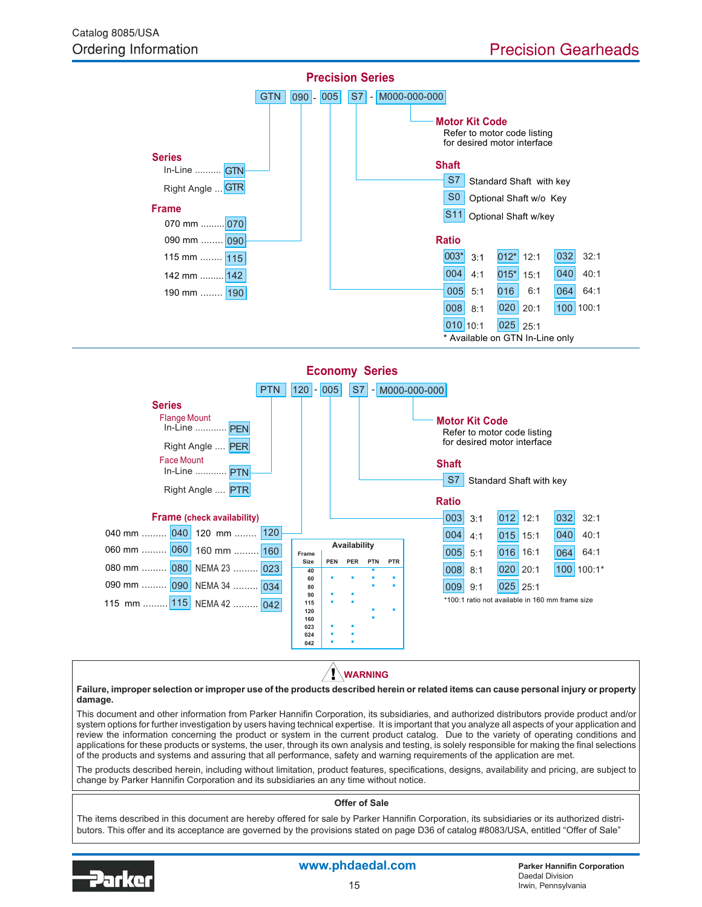## Ordering Information

# Precision Gearheads

## Precision Series

GTN 090 - 005 S7 - M000-000-000

**Series**

- In-Line .......... GTN
- Right Angle ... GTR

**Frame**

- 070 mm ......... 070
- 090 mm ........ 090
- 115 mm ........ 115
- 142 mm ......... 142
- 190 mm ........ 190

**Motor Kit Code**

Refer to motor code listing for desired motor interface

**Shaft**

- S7 Standard Shaft with key
- S0 Optional Shaft w/o Key
- S11 Optional Shaft w/key

**Ratio**

| | | | | | |
|---|---|---|---|---|---|
| 003* | 3:1 | 012* | 12:1 | 032 | 32:1 |
| 004 | 4:1 | 015* | 15:1 | 040 | 40:1 |
| 005 | 5:1 | 016 | 6:1 | 064 | 64:1 |
| 008 | 8:1 | 020 | 20:1 | 100 | 100:1 |
| 010 | 10:1 | 025 | 25:1 | | |

* Available on GTN In-Line only

## Economy Series

PTN 120 - 005 S7 - M000-000-000

**Series**

Flange Mount

- In-Line ........... PEN
- Right Angle .... PER

Face Mount

- In-Line ........... PTN
- Right Angle .... PTR

**Frame (check availability)**

| | | | |
|---|---|---|---|
| 040 mm ......... | 040 | 120 mm ........ | 120 |
| 060 mm ......... | 060 | 160 mm ......... | 160 |
| 080 mm ......... | 080 | NEMA 23 ......... | 023 |
| 090 mm ......... | 090 | NEMA 34 ......... | 034 |
| 115 mm ......... | 115 | NEMA 42 ......... | 042 |

**Availability**

| Frame Size | PEN | PER | PTN | PTR |
|---|---|---|---|---|
| 40 | | | ▪ | |
| 60 | ▪ | ▪ | ▪ | ▪ |
| 80 | | | ▪ | ▪ |
| 90 | ▪ | ▪ | | |
| 115 | ▪ | ▪ | | |
| 120 | | | ▪ | ▪ |
| 160 | | | ▪ | |
| 023 | ▪ | ▪ | | |
| 024 | ▪ | ▪ | | |
| 042 | ▪ | ▪ | | |

**Motor Kit Code**

Refer to motor code listing for desired motor interface

**Shaft**

- S7 Standard Shaft with key

**Ratio**

| | | | | | |
|---|---|---|---|---|---|
| 003 | 3:1 | 012 | 12:1 | 032 | 32:1 |
| 004 | 4:1 | 015 | 15:1 | 040 | 40:1 |
| 005 | 5:1 | 016 | 16:1 | 064 | 64:1 |
| 008 | 8:1 | 020 | 20:1 | 100 | 100:1* |
| 009 | 9:1 | 025 | 25:1 | | |

*100:1 ratio not available in 160 mm frame size

---

**WARNING**

**Failure, improper selection or improper use of the products described herein or related items can cause personal injury or property damage.**

This document and other information from Parker Hannifin Corporation, its subsidiaries, and authorized distributors provide product and/or system options for further investigation by users having technical expertise. It is important that you analyze all aspects of your application and review the information concerning the product or system in the current product catalog. Due to the variety of operating conditions and applications for these products or systems, the user, through its own analysis and testing, is solely responsible for making the final selections of the products and systems and assuring that all performance, safety and warning requirements of the application are met.

The products described herein, including without limitation, product features, specifications, designs, availability and pricing, are subject to change by Parker Hannifin Corporation and its subsidiaries an any time without notice.

**Offer of Sale**

The items described in this document are hereby offered for sale by Parker Hannifin Corporation, its subsidiaries or its authorized distributors. This offer and its acceptance are governed by the provisions stated on page D36 of catalog #8083/USA, entitled "Offer of Sale"

www.phdaedal.com

**Parker Hannifin Corporation**
Daedal Division
Irwin, Pennsylvania